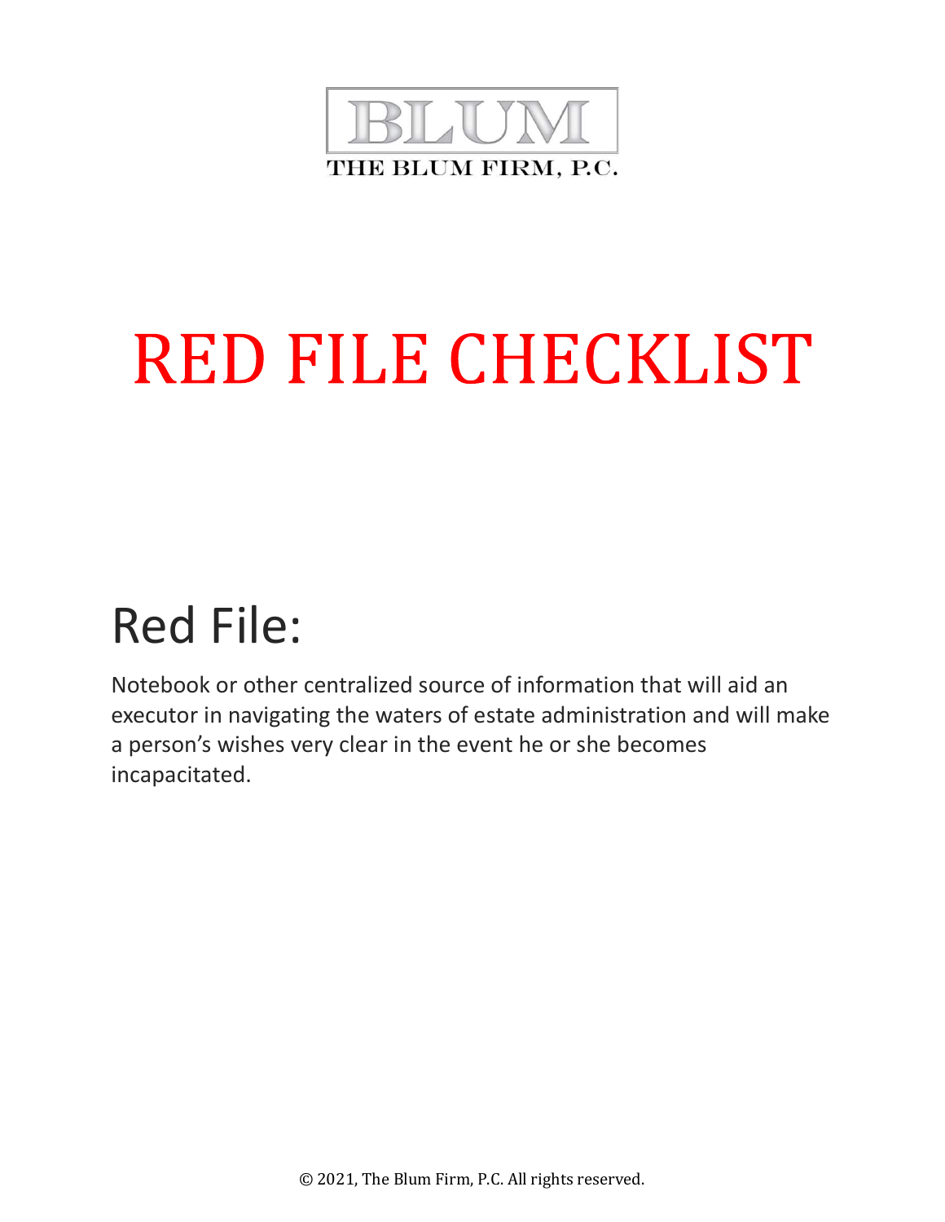BLUM

THE BLUM FIRM, P.C.

# RED FILE CHECKLIST

## Red File:

Notebook or other centralized source of information that will aid an executor in navigating the waters of estate administration and will make a person's wishes very clear in the event he or she becomes incapacitated.

© 2021, The Blum Firm, P.C. All rights reserved.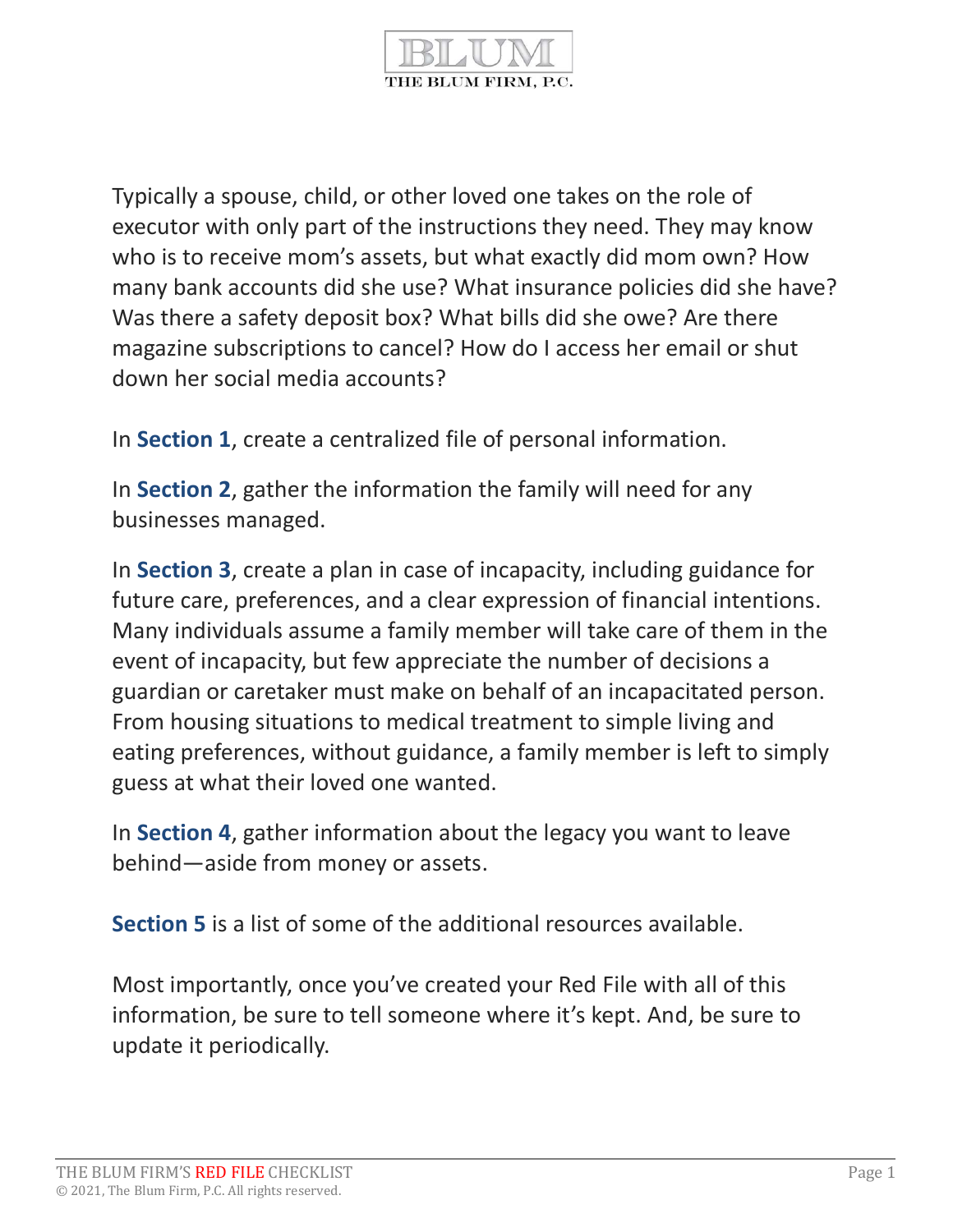Typically a spouse, child, or other loved one takes on the role of executor with only part of the instructions they need. They may know who is to receive mom's assets, but what exactly did mom own? How many bank accounts did she use? What insurance policies did she have? Was there a safety deposit box? What bills did she owe? Are there magazine subscriptions to cancel? How do I access her email or shut down her social media accounts?

In **Section 1**, create a centralized file of personal information.

In **Section 2**, gather the information the family will need for any businesses managed.

In **Section 3**, create a plan in case of incapacity, including guidance for future care, preferences, and a clear expression of financial intentions. Many individuals assume a family member will take care of them in the event of incapacity, but few appreciate the number of decisions a guardian or caretaker must make on behalf of an incapacitated person. From housing situations to medical treatment to simple living and eating preferences, without guidance, a family member is left to simply guess at what their loved one wanted.

In **Section 4**, gather information about the legacy you want to leave behind—aside from money or assets.

**Section 5** is a list of some of the additional resources available.

Most importantly, once you've created your Red File with all of this information, be sure to tell someone where it's kept. And, be sure to update it periodically.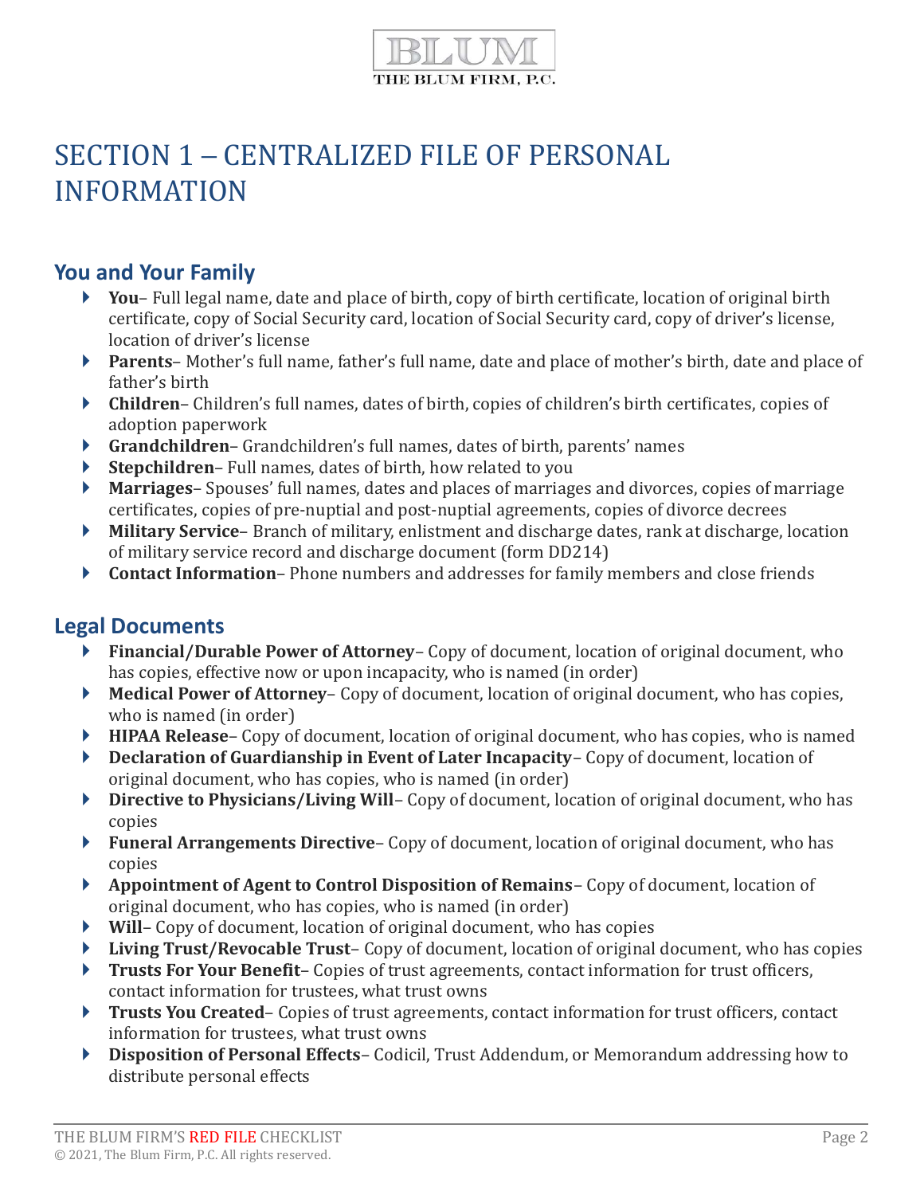# SECTION 1 – CENTRALIZED FILE OF PERSONAL INFORMATION

## You and Your Family

- **You**– Full legal name, date and place of birth, copy of birth certificate, location of original birth certificate, copy of Social Security card, location of Social Security card, copy of driver's license, location of driver's license
- **Parents**– Mother's full name, father's full name, date and place of mother's birth, date and place of father's birth
- **Children**– Children's full names, dates of birth, copies of children's birth certificates, copies of adoption paperwork
- **Grandchildren**– Grandchildren's full names, dates of birth, parents' names
- **Stepchildren**– Full names, dates of birth, how related to you
- **Marriages**– Spouses' full names, dates and places of marriages and divorces, copies of marriage certificates, copies of pre-nuptial and post-nuptial agreements, copies of divorce decrees
- **Military Service**– Branch of military, enlistment and discharge dates, rank at discharge, location of military service record and discharge document (form DD214)
- **Contact Information**– Phone numbers and addresses for family members and close friends

## Legal Documents

- **Financial/Durable Power of Attorney**– Copy of document, location of original document, who has copies, effective now or upon incapacity, who is named (in order)
- **Medical Power of Attorney**– Copy of document, location of original document, who has copies, who is named (in order)
- **HIPAA Release**– Copy of document, location of original document, who has copies, who is named
- **Declaration of Guardianship in Event of Later Incapacity**– Copy of document, location of original document, who has copies, who is named (in order)
- **Directive to Physicians/Living Will**– Copy of document, location of original document, who has copies
- **Funeral Arrangements Directive**– Copy of document, location of original document, who has copies
- **Appointment of Agent to Control Disposition of Remains**– Copy of document, location of original document, who has copies, who is named (in order)
- **Will**– Copy of document, location of original document, who has copies
- **Living Trust/Revocable Trust**– Copy of document, location of original document, who has copies
- **Trusts For Your Benefit**– Copies of trust agreements, contact information for trust officers, contact information for trustees, what trust owns
- **Trusts You Created**– Copies of trust agreements, contact information for trust officers, contact information for trustees, what trust owns
- **Disposition of Personal Effects**– Codicil, Trust Addendum, or Memorandum addressing how to distribute personal effects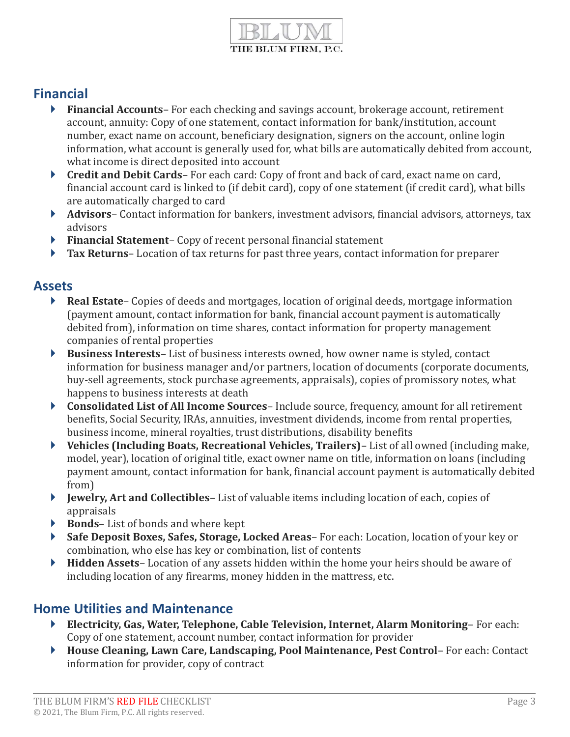## Financial

- **Financial Accounts**– For each checking and savings account, brokerage account, retirement account, annuity: Copy of one statement, contact information for bank/institution, account number, exact name on account, beneficiary designation, signers on the account, online login information, what account is generally used for, what bills are automatically debited from account, what income is direct deposited into account
- **Credit and Debit Cards**– For each card: Copy of front and back of card, exact name on card, financial account card is linked to (if debit card), copy of one statement (if credit card), what bills are automatically charged to card
- **Advisors**– Contact information for bankers, investment advisors, financial advisors, attorneys, tax advisors
- **Financial Statement**– Copy of recent personal financial statement
- **Tax Returns**– Location of tax returns for past three years, contact information for preparer

## Assets

- **Real Estate**– Copies of deeds and mortgages, location of original deeds, mortgage information (payment amount, contact information for bank, financial account payment is automatically debited from), information on time shares, contact information for property management companies of rental properties
- **Business Interests**– List of business interests owned, how owner name is styled, contact information for business manager and/or partners, location of documents (corporate documents, buy-sell agreements, stock purchase agreements, appraisals), copies of promissory notes, what happens to business interests at death
- **Consolidated List of All Income Sources**– Include source, frequency, amount for all retirement benefits, Social Security, IRAs, annuities, investment dividends, income from rental properties, business income, mineral royalties, trust distributions, disability benefits
- **Vehicles (Including Boats, Recreational Vehicles, Trailers)**– List of all owned (including make, model, year), location of original title, exact owner name on title, information on loans (including payment amount, contact information for bank, financial account payment is automatically debited from)
- **Jewelry, Art and Collectibles**– List of valuable items including location of each, copies of appraisals
- **Bonds**– List of bonds and where kept
- **Safe Deposit Boxes, Safes, Storage, Locked Areas**– For each: Location, location of your key or combination, who else has key or combination, list of contents
- **Hidden Assets**– Location of any assets hidden within the home your heirs should be aware of including location of any firearms, money hidden in the mattress, etc.

## Home Utilities and Maintenance

- **Electricity, Gas, Water, Telephone, Cable Television, Internet, Alarm Monitoring**– For each: Copy of one statement, account number, contact information for provider
- **House Cleaning, Lawn Care, Landscaping, Pool Maintenance, Pest Control**– For each: Contact information for provider, copy of contract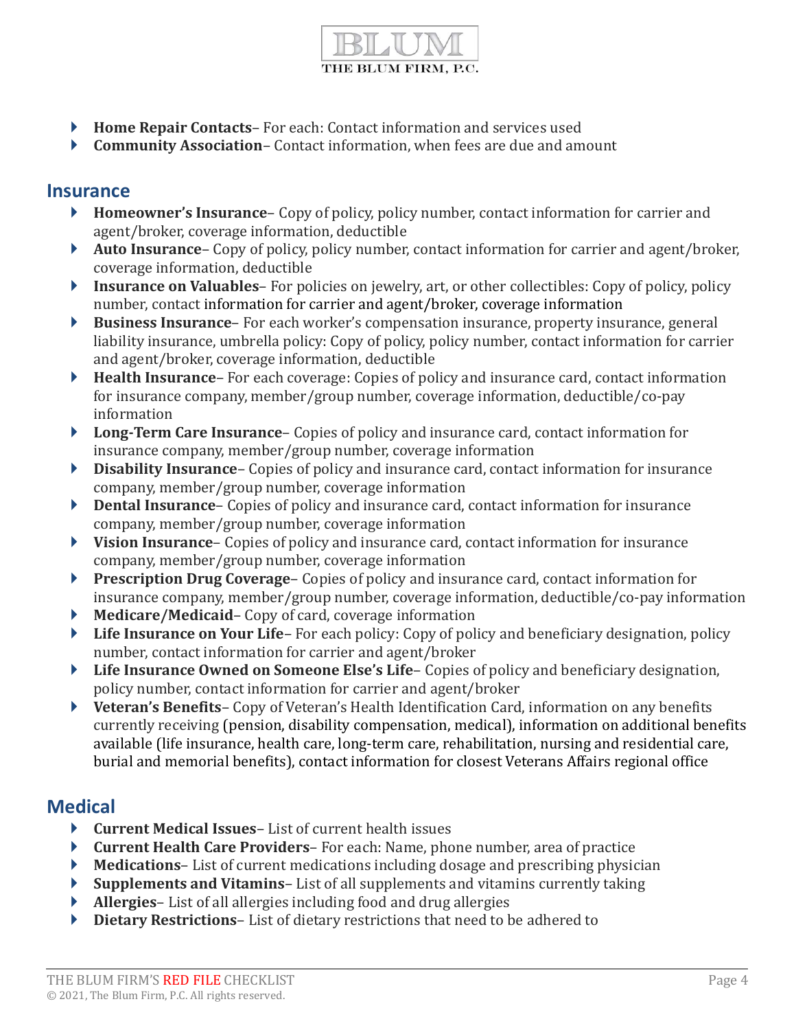- **Home Repair Contacts**– For each: Contact information and services used
- **Community Association**– Contact information, when fees are due and amount

## Insurance

- **Homeowner's Insurance**– Copy of policy, policy number, contact information for carrier and agent/broker, coverage information, deductible
- **Auto Insurance**– Copy of policy, policy number, contact information for carrier and agent/broker, coverage information, deductible
- **Insurance on Valuables**– For policies on jewelry, art, or other collectibles: Copy of policy, policy number, contact information for carrier and agent/broker, coverage information
- **Business Insurance**– For each worker's compensation insurance, property insurance, general liability insurance, umbrella policy: Copy of policy, policy number, contact information for carrier and agent/broker, coverage information, deductible
- **Health Insurance**– For each coverage: Copies of policy and insurance card, contact information for insurance company, member/group number, coverage information, deductible/co-pay information
- **Long-Term Care Insurance**– Copies of policy and insurance card, contact information for insurance company, member/group number, coverage information
- **Disability Insurance**– Copies of policy and insurance card, contact information for insurance company, member/group number, coverage information
- **Dental Insurance**– Copies of policy and insurance card, contact information for insurance company, member/group number, coverage information
- **Vision Insurance**– Copies of policy and insurance card, contact information for insurance company, member/group number, coverage information
- **Prescription Drug Coverage**– Copies of policy and insurance card, contact information for insurance company, member/group number, coverage information, deductible/co-pay information
- **Medicare/Medicaid**– Copy of card, coverage information
- **Life Insurance on Your Life**– For each policy: Copy of policy and beneficiary designation, policy number, contact information for carrier and agent/broker
- **Life Insurance Owned on Someone Else's Life**– Copies of policy and beneficiary designation, policy number, contact information for carrier and agent/broker
- **Veteran's Benefits**– Copy of Veteran's Health Identification Card, information on any benefits currently receiving (pension, disability compensation, medical), information on additional benefits available (life insurance, health care, long-term care, rehabilitation, nursing and residential care, burial and memorial benefits), contact information for closest Veterans Affairs regional office

## Medical

- **Current Medical Issues**– List of current health issues
- **Current Health Care Providers**– For each: Name, phone number, area of practice
- **Medications**– List of current medications including dosage and prescribing physician
- **Supplements and Vitamins**– List of all supplements and vitamins currently taking
- **Allergies**– List of all allergies including food and drug allergies
- **Dietary Restrictions**– List of dietary restrictions that need to be adhered to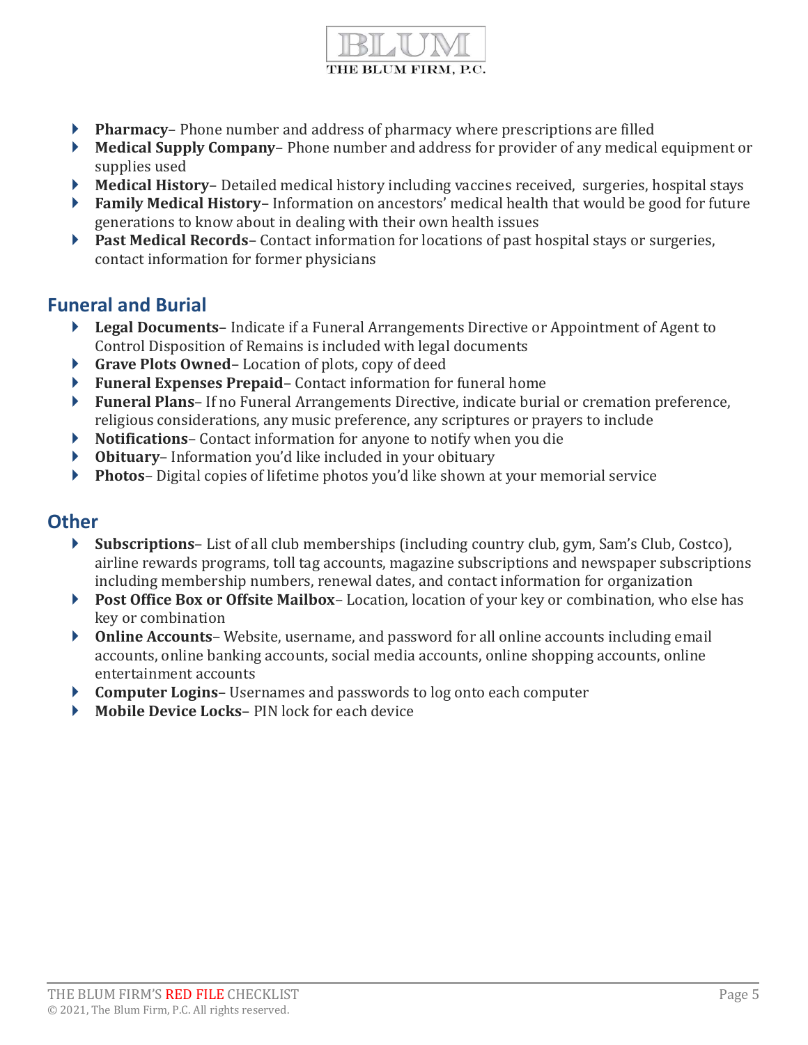- **Pharmacy**– Phone number and address of pharmacy where prescriptions are filled
- **Medical Supply Company**– Phone number and address for provider of any medical equipment or supplies used
- **Medical History**– Detailed medical history including vaccines received, surgeries, hospital stays
- **Family Medical History**– Information on ancestors' medical health that would be good for future generations to know about in dealing with their own health issues
- **Past Medical Records**– Contact information for locations of past hospital stays or surgeries, contact information for former physicians

## Funeral and Burial

- **Legal Documents**– Indicate if a Funeral Arrangements Directive or Appointment of Agent to Control Disposition of Remains is included with legal documents
- **Grave Plots Owned**– Location of plots, copy of deed
- **Funeral Expenses Prepaid**– Contact information for funeral home
- **Funeral Plans**– If no Funeral Arrangements Directive, indicate burial or cremation preference, religious considerations, any music preference, any scriptures or prayers to include
- **Notifications**– Contact information for anyone to notify when you die
- **Obituary**– Information you'd like included in your obituary
- **Photos**– Digital copies of lifetime photos you'd like shown at your memorial service

## Other

- **Subscriptions**– List of all club memberships (including country club, gym, Sam's Club, Costco), airline rewards programs, toll tag accounts, magazine subscriptions and newspaper subscriptions including membership numbers, renewal dates, and contact information for organization
- **Post Office Box or Offsite Mailbox**– Location, location of your key or combination, who else has key or combination
- **Online Accounts**– Website, username, and password for all online accounts including email accounts, online banking accounts, social media accounts, online shopping accounts, online entertainment accounts
- **Computer Logins**– Usernames and passwords to log onto each computer
- **Mobile Device Locks**– PIN lock for each device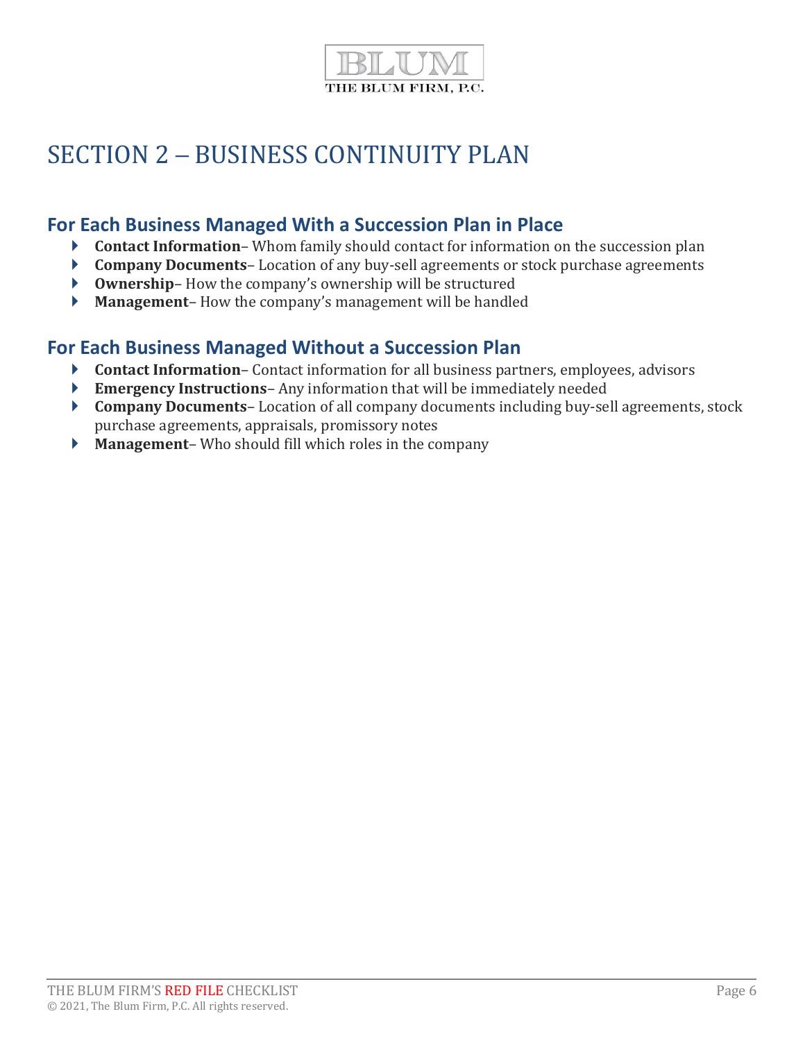# SECTION 2 – BUSINESS CONTINUITY PLAN

## For Each Business Managed With a Succession Plan in Place

- **Contact Information**– Whom family should contact for information on the succession plan
- **Company Documents**– Location of any buy-sell agreements or stock purchase agreements
- **Ownership**– How the company's ownership will be structured
- **Management**– How the company's management will be handled

## For Each Business Managed Without a Succession Plan

- **Contact Information**– Contact information for all business partners, employees, advisors
- **Emergency Instructions**– Any information that will be immediately needed
- **Company Documents**– Location of all company documents including buy-sell agreements, stock purchase agreements, appraisals, promissory notes
- **Management**– Who should fill which roles in the company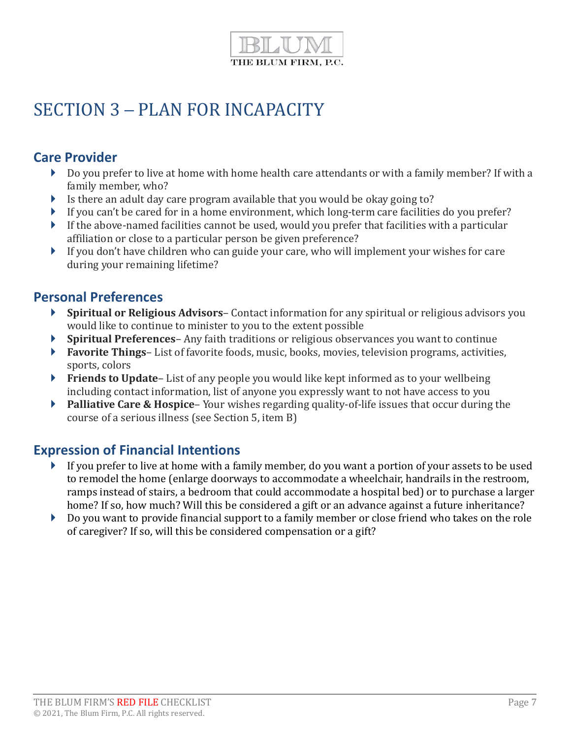# SECTION 3 – PLAN FOR INCAPACITY

## Care Provider

- Do you prefer to live at home with home health care attendants or with a family member? If with a family member, who?
- Is there an adult day care program available that you would be okay going to?
- If you can't be cared for in a home environment, which long-term care facilities do you prefer?
- If the above-named facilities cannot be used, would you prefer that facilities with a particular affiliation or close to a particular person be given preference?
- If you don't have children who can guide your care, who will implement your wishes for care during your remaining lifetime?

## Personal Preferences

- **Spiritual or Religious Advisors**– Contact information for any spiritual or religious advisors you would like to continue to minister to you to the extent possible
- **Spiritual Preferences**– Any faith traditions or religious observances you want to continue
- **Favorite Things**– List of favorite foods, music, books, movies, television programs, activities, sports, colors
- **Friends to Update**– List of any people you would like kept informed as to your wellbeing including contact information, list of anyone you expressly want to not have access to you
- **Palliative Care & Hospice**– Your wishes regarding quality-of-life issues that occur during the course of a serious illness (see Section 5, item B)

## Expression of Financial Intentions

- If you prefer to live at home with a family member, do you want a portion of your assets to be used to remodel the home (enlarge doorways to accommodate a wheelchair, handrails in the restroom, ramps instead of stairs, a bedroom that could accommodate a hospital bed) or to purchase a larger home? If so, how much? Will this be considered a gift or an advance against a future inheritance?
- Do you want to provide financial support to a family member or close friend who takes on the role of caregiver? If so, will this be considered compensation or a gift?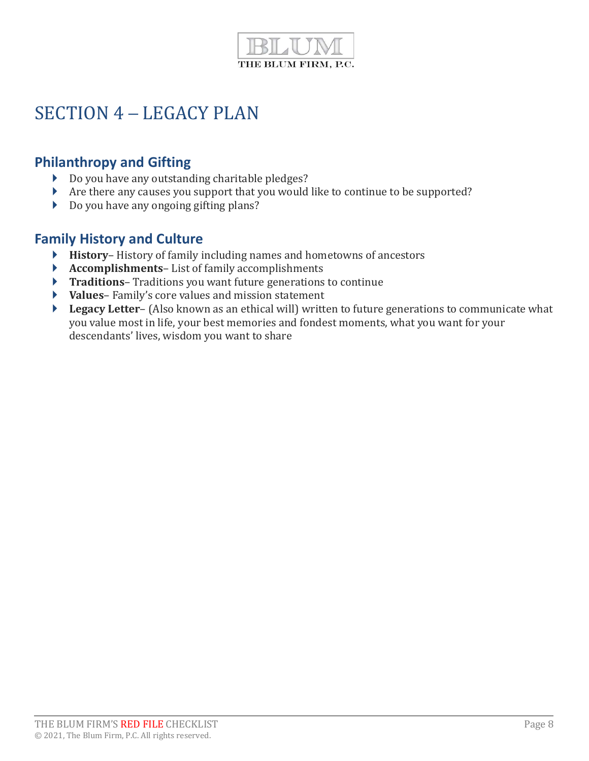# SECTION 4 – LEGACY PLAN

## Philanthropy and Gifting

- Do you have any outstanding charitable pledges?
- Are there any causes you support that you would like to continue to be supported?
- Do you have any ongoing gifting plans?

## Family History and Culture

- **History**– History of family including names and hometowns of ancestors
- **Accomplishments**– List of family accomplishments
- **Traditions**– Traditions you want future generations to continue
- **Values**– Family's core values and mission statement
- **Legacy Letter**– (Also known as an ethical will) written to future generations to communicate what you value most in life, your best memories and fondest moments, what you want for your descendants' lives, wisdom you want to share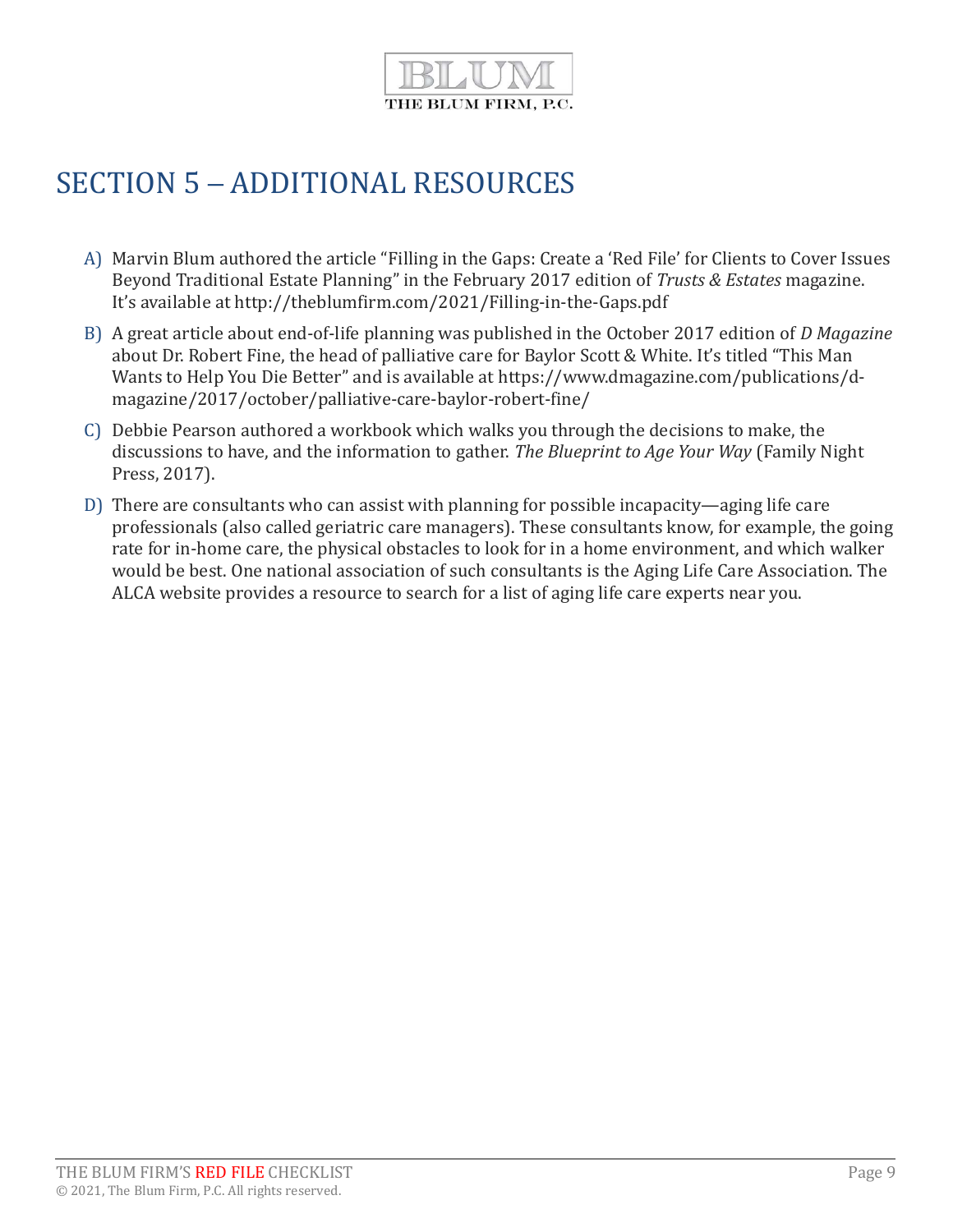# SECTION 5 – ADDITIONAL RESOURCES

A) Marvin Blum authored the article "Filling in the Gaps: Create a 'Red File' for Clients to Cover Issues Beyond Traditional Estate Planning" in the February 2017 edition of *Trusts & Estates* magazine. It's available at http://theblumfirm.com/2021/Filling-in-the-Gaps.pdf

B) A great article about end-of-life planning was published in the October 2017 edition of *D Magazine* about Dr. Robert Fine, the head of palliative care for Baylor Scott & White. It's titled "This Man Wants to Help You Die Better" and is available at https://www.dmagazine.com/publications/d-magazine/2017/october/palliative-care-baylor-robert-fine/

C) Debbie Pearson authored a workbook which walks you through the decisions to make, the discussions to have, and the information to gather. *The Blueprint to Age Your Way* (Family Night Press, 2017).

D) There are consultants who can assist with planning for possible incapacity—aging life care professionals (also called geriatric care managers). These consultants know, for example, the going rate for in-home care, the physical obstacles to look for in a home environment, and which walker would be best. One national association of such consultants is the Aging Life Care Association. The ALCA website provides a resource to search for a list of aging life care experts near you.